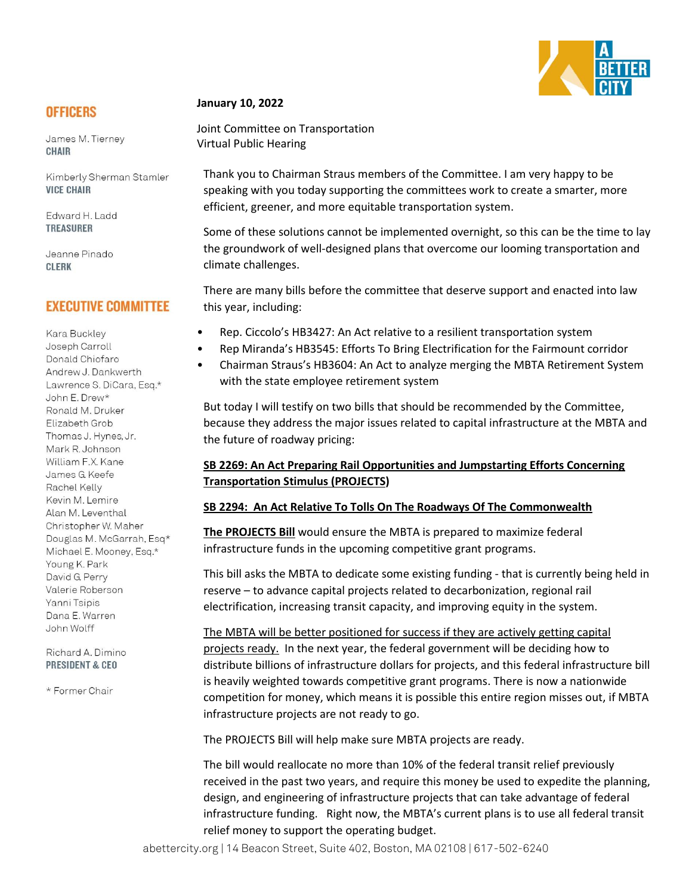**OFFICERS**

James M. Tierney
**CHAIR**

Kimberly Sherman Stamler
**VICE CHAIR**

Edward H. Ladd
**TREASURER**

Jeanne Pinado
**CLERK**

**EXECUTIVE COMMITTEE**

Kara Buckley
Joseph Carroll
Donald Chiofaro
Andrew J. Dankwerth
Lawrence S. DiCara, Esq.*
John E. Drew*
Ronald M. Druker
Elizabeth Grob
Thomas J. Hynes, Jr.
Mark R. Johnson
William F.X. Kane
James G. Keefe
Rachel Kelly
Kevin M. Lemire
Alan M. Leventhal
Christopher W. Maher
Douglas M. McGarrah, Esq*
Michael E. Mooney, Esq.*
Young K. Park
David G. Perry
Valerie Roberson
Yanni Tsipis
Dana E. Warren
John Wolff

Richard A. Dimino
**PRESIDENT & CEO**

\* Former Chair

**January 10, 2022**

Joint Committee on Transportation
Virtual Public Hearing

Thank you to Chairman Straus members of the Committee. I am very happy to be speaking with you today supporting the committees work to create a smarter, more efficient, greener, and more equitable transportation system.

Some of these solutions cannot be implemented overnight, so this can be the time to lay the groundwork of well-designed plans that overcome our looming transportation and climate challenges.

There are many bills before the committee that deserve support and enacted into law this year, including:

- Rep. Ciccolo's HB3427: An Act relative to a resilient transportation system
- Rep Miranda's HB3545: Efforts To Bring Electrification for the Fairmount corridor
- Chairman Straus's HB3604: An Act to analyze merging the MBTA Retirement System with the state employee retirement system

But today I will testify on two bills that should be recommended by the Committee, because they address the major issues related to capital infrastructure at the MBTA and the future of roadway pricing:

**SB 2269: An Act Preparing Rail Opportunities and Jumpstarting Efforts Concerning Transportation Stimulus (PROJECTS)**

**SB 2294: An Act Relative To Tolls On The Roadways Of The Commonwealth**

**The PROJECTS Bill** would ensure the MBTA is prepared to maximize federal infrastructure funds in the upcoming competitive grant programs.

This bill asks the MBTA to dedicate some existing funding - that is currently being held in reserve – to advance capital projects related to decarbonization, regional rail electrification, increasing transit capacity, and improving equity in the system.

The MBTA will be better positioned for success if they are actively getting capital projects ready. In the next year, the federal government will be deciding how to distribute billions of infrastructure dollars for projects, and this federal infrastructure bill is heavily weighted towards competitive grant programs. There is now a nationwide competition for money, which means it is possible this entire region misses out, if MBTA infrastructure projects are not ready to go.

The PROJECTS Bill will help make sure MBTA projects are ready.

The bill would reallocate no more than 10% of the federal transit relief previously received in the past two years, and require this money be used to expedite the planning, design, and engineering of infrastructure projects that can take advantage of federal infrastructure funding. Right now, the MBTA's current plans is to use all federal transit relief money to support the operating budget.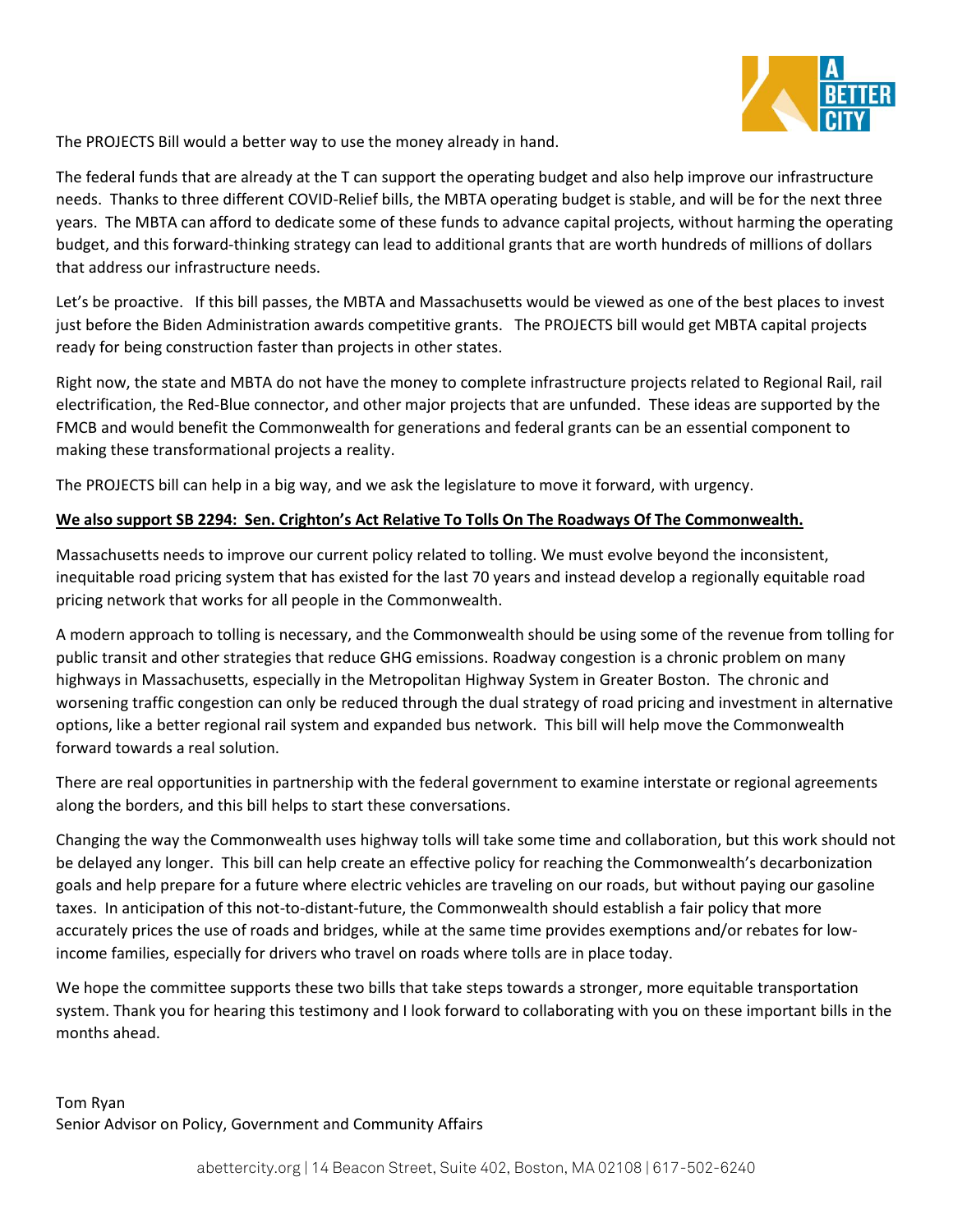The PROJECTS Bill would a better way to use the money already in hand.

The federal funds that are already at the T can support the operating budget and also help improve our infrastructure needs. Thanks to three different COVID-Relief bills, the MBTA operating budget is stable, and will be for the next three years. The MBTA can afford to dedicate some of these funds to advance capital projects, without harming the operating budget, and this forward-thinking strategy can lead to additional grants that are worth hundreds of millions of dollars that address our infrastructure needs.

Let's be proactive. If this bill passes, the MBTA and Massachusetts would be viewed as one of the best places to invest just before the Biden Administration awards competitive grants. The PROJECTS bill would get MBTA capital projects ready for being construction faster than projects in other states.

Right now, the state and MBTA do not have the money to complete infrastructure projects related to Regional Rail, rail electrification, the Red-Blue connector, and other major projects that are unfunded. These ideas are supported by the FMCB and would benefit the Commonwealth for generations and federal grants can be an essential component to making these transformational projects a reality.

The PROJECTS bill can help in a big way, and we ask the legislature to move it forward, with urgency.

**We also support SB 2294: Sen. Crighton's Act Relative To Tolls On The Roadways Of The Commonwealth.**

Massachusetts needs to improve our current policy related to tolling. We must evolve beyond the inconsistent, inequitable road pricing system that has existed for the last 70 years and instead develop a regionally equitable road pricing network that works for all people in the Commonwealth.

A modern approach to tolling is necessary, and the Commonwealth should be using some of the revenue from tolling for public transit and other strategies that reduce GHG emissions. Roadway congestion is a chronic problem on many highways in Massachusetts, especially in the Metropolitan Highway System in Greater Boston. The chronic and worsening traffic congestion can only be reduced through the dual strategy of road pricing and investment in alternative options, like a better regional rail system and expanded bus network. This bill will help move the Commonwealth forward towards a real solution.

There are real opportunities in partnership with the federal government to examine interstate or regional agreements along the borders, and this bill helps to start these conversations.

Changing the way the Commonwealth uses highway tolls will take some time and collaboration, but this work should not be delayed any longer. This bill can help create an effective policy for reaching the Commonwealth's decarbonization goals and help prepare for a future where electric vehicles are traveling on our roads, but without paying our gasoline taxes. In anticipation of this not-to-distant-future, the Commonwealth should establish a fair policy that more accurately prices the use of roads and bridges, while at the same time provides exemptions and/or rebates for low-income families, especially for drivers who travel on roads where tolls are in place today.

We hope the committee supports these two bills that take steps towards a stronger, more equitable transportation system. Thank you for hearing this testimony and I look forward to collaborating with you on these important bills in the months ahead.

Tom Ryan
Senior Advisor on Policy, Government and Community Affairs